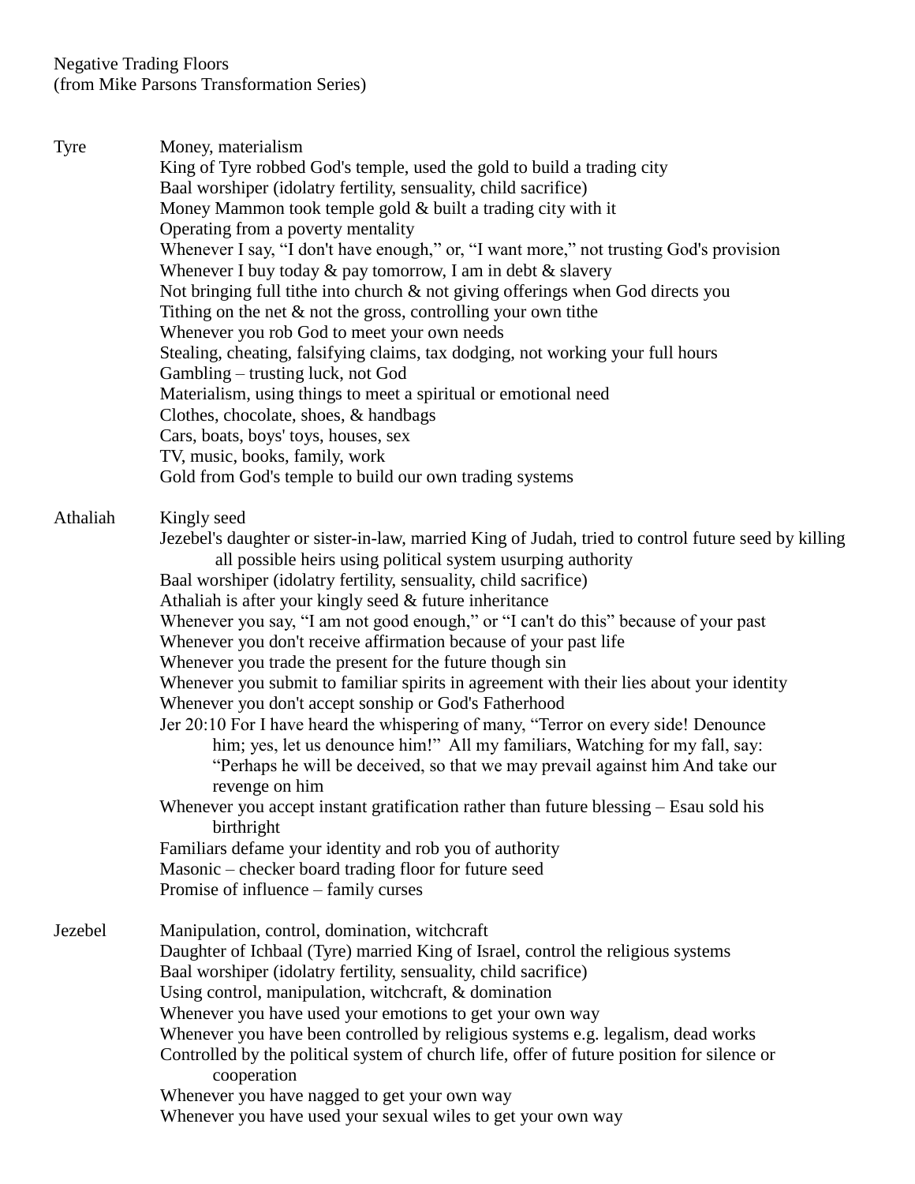Negative Trading Floors
(from Mike Parsons Transformation Series)

**Tyre**

Money, materialism
King of Tyre robbed God's temple, used the gold to build a trading city
Baal worshiper (idolatry fertility, sensuality, child sacrifice)
Money Mammon took temple gold & built a trading city with it
Operating from a poverty mentality
Whenever I say, "I don't have enough," or, "I want more," not trusting God's provision
Whenever I buy today & pay tomorrow, I am in debt & slavery
Not bringing full tithe into church & not giving offerings when God directs you
Tithing on the net & not the gross, controlling your own tithe
Whenever you rob God to meet your own needs
Stealing, cheating, falsifying claims, tax dodging, not working your full hours
Gambling – trusting luck, not God
Materialism, using things to meet a spiritual or emotional need
Clothes, chocolate, shoes, & handbags
Cars, boats, boys' toys, houses, sex
TV, music, books, family, work
Gold from God's temple to build our own trading systems

**Athaliah**

Kingly seed
Jezebel's daughter or sister-in-law, married King of Judah, tried to control future seed by killing all possible heirs using political system usurping authority
Baal worshiper (idolatry fertility, sensuality, child sacrifice)
Athaliah is after your kingly seed & future inheritance
Whenever you say, "I am not good enough," or "I can't do this" because of your past
Whenever you don't receive affirmation because of your past life
Whenever you trade the present for the future though sin
Whenever you submit to familiar spirits in agreement with their lies about your identity
Whenever you don't accept sonship or God's Fatherhood
Jer 20:10 For I have heard the whispering of many, "Terror on every side! Denounce him; yes, let us denounce him!" All my familiars, Watching for my fall, say: "Perhaps he will be deceived, so that we may prevail against him And take our revenge on him
Whenever you accept instant gratification rather than future blessing – Esau sold his birthright
Familiars defame your identity and rob you of authority
Masonic – checker board trading floor for future seed
Promise of influence – family curses

**Jezebel**

Manipulation, control, domination, witchcraft
Daughter of Ichbaal (Tyre) married King of Israel, control the religious systems
Baal worshiper (idolatry fertility, sensuality, child sacrifice)
Using control, manipulation, witchcraft, & domination
Whenever you have used your emotions to get your own way
Whenever you have been controlled by religious systems e.g. legalism, dead works
Controlled by the political system of church life, offer of future position for silence or cooperation
Whenever you have nagged to get your own way
Whenever you have used your sexual wiles to get your own way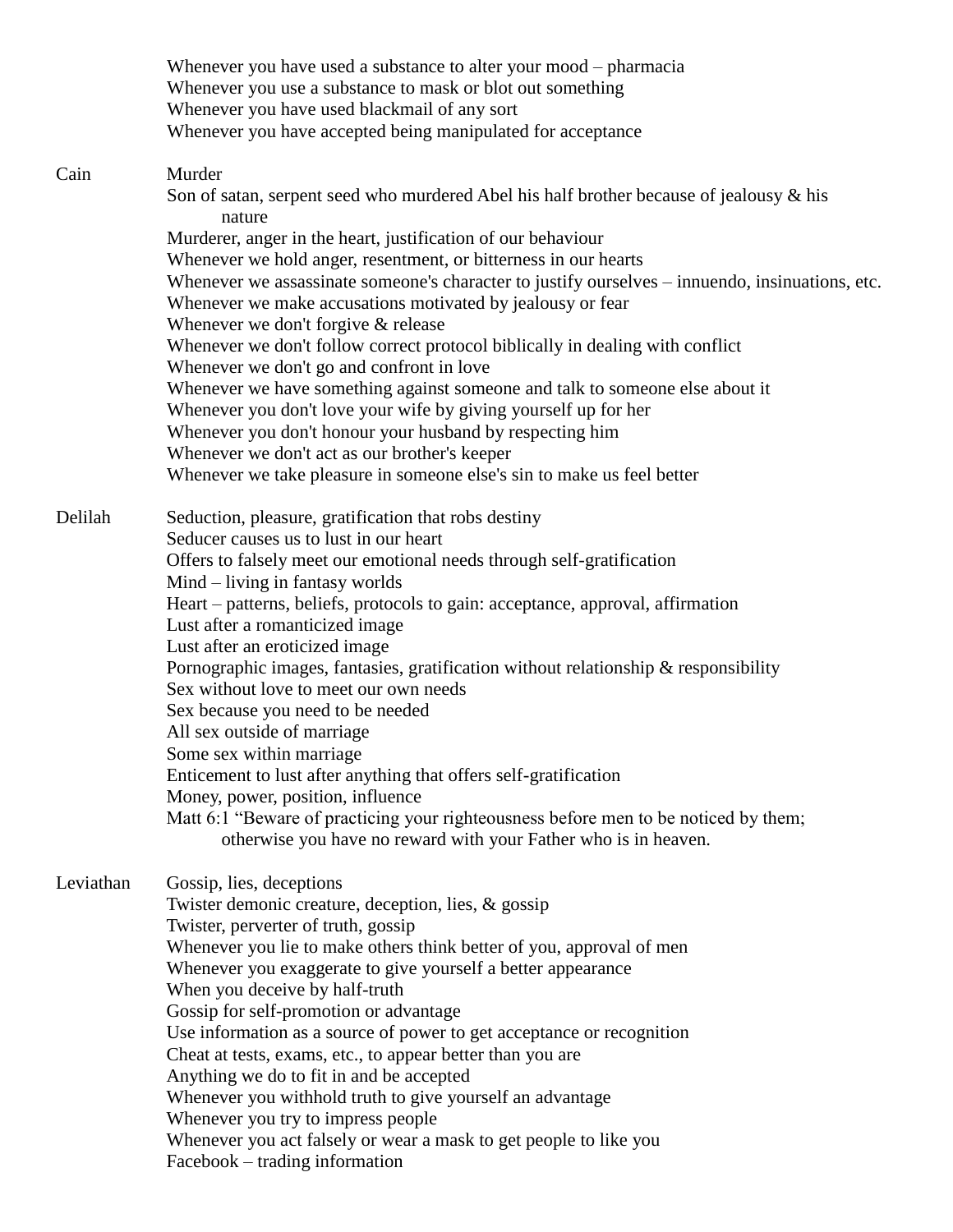Whenever you have used a substance to alter your mood – pharmacia
Whenever you use a substance to mask or blot out something
Whenever you have used blackmail of any sort
Whenever you have accepted being manipulated for acceptance

**Cain**

Murder
Son of satan, serpent seed who murdered Abel his half brother because of jealousy & his nature
Murderer, anger in the heart, justification of our behaviour
Whenever we hold anger, resentment, or bitterness in our hearts
Whenever we assassinate someone's character to justify ourselves – innuendo, insinuations, etc.
Whenever we make accusations motivated by jealousy or fear
Whenever we don't forgive & release
Whenever we don't follow correct protocol biblically in dealing with conflict
Whenever we don't go and confront in love
Whenever we have something against someone and talk to someone else about it
Whenever you don't love your wife by giving yourself up for her
Whenever you don't honour your husband by respecting him
Whenever we don't act as our brother's keeper
Whenever we take pleasure in someone else's sin to make us feel better

**Delilah**

Seduction, pleasure, gratification that robs destiny
Seducer causes us to lust in our heart
Offers to falsely meet our emotional needs through self-gratification
Mind – living in fantasy worlds
Heart – patterns, beliefs, protocols to gain: acceptance, approval, affirmation
Lust after a romanticized image
Lust after an eroticized image
Pornographic images, fantasies, gratification without relationship & responsibility
Sex without love to meet our own needs
Sex because you need to be needed
All sex outside of marriage
Some sex within marriage
Enticement to lust after anything that offers self-gratification
Money, power, position, influence
Matt 6:1 "Beware of practicing your righteousness before men to be noticed by them; otherwise you have no reward with your Father who is in heaven.

**Leviathan**

Gossip, lies, deceptions
Twister demonic creature, deception, lies, & gossip
Twister, perverter of truth, gossip
Whenever you lie to make others think better of you, approval of men
Whenever you exaggerate to give yourself a better appearance
When you deceive by half-truth
Gossip for self-promotion or advantage
Use information as a source of power to get acceptance or recognition
Cheat at tests, exams, etc., to appear better than you are
Anything we do to fit in and be accepted
Whenever you withhold truth to give yourself an advantage
Whenever you try to impress people
Whenever you act falsely or wear a mask to get people to like you
Facebook – trading information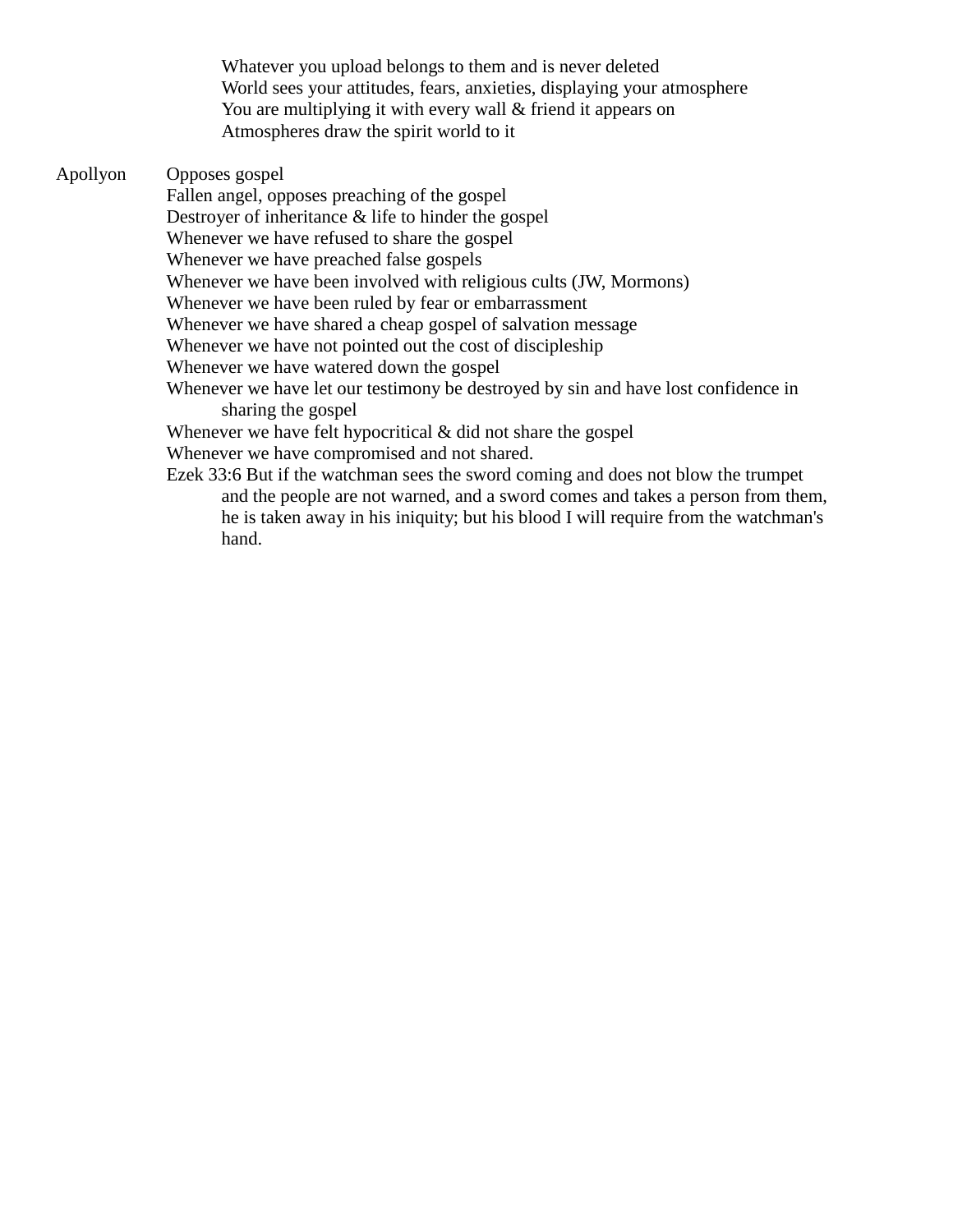Whatever you upload belongs to them and is never deleted
World sees your attitudes, fears, anxieties, displaying your atmosphere
You are multiplying it with every wall & friend it appears on
Atmospheres draw the spirit world to it

**Apollyon** Opposes gospel

- Fallen angel, opposes preaching of the gospel
- Destroyer of inheritance & life to hinder the gospel
- Whenever we have refused to share the gospel
- Whenever we have preached false gospels
- Whenever we have been involved with religious cults (JW, Mormons)
- Whenever we have been ruled by fear or embarrassment
- Whenever we have shared a cheap gospel of salvation message
- Whenever we have not pointed out the cost of discipleship
- Whenever we have watered down the gospel
- Whenever we have let our testimony be destroyed by sin and have lost confidence in sharing the gospel
- Whenever we have felt hypocritical & did not share the gospel
- Whenever we have compromised and not shared.

Ezek 33:6 But if the watchman sees the sword coming and does not blow the trumpet and the people are not warned, and a sword comes and takes a person from them, he is taken away in his iniquity; but his blood I will require from the watchman's hand.